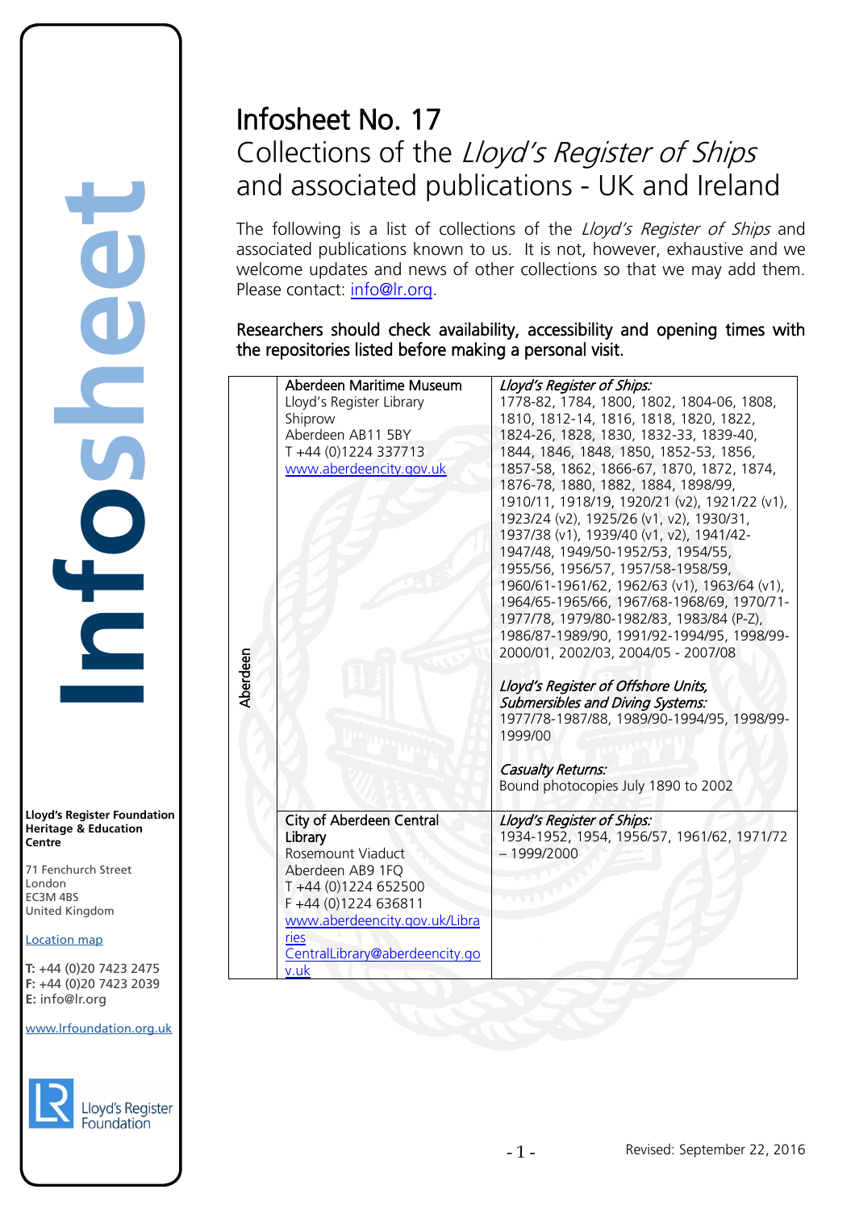# Infosheet No. 17

## Collections of the *Lloyd's Register of Ships* and associated publications - UK and Ireland

The following is a list of collections of the *Lloyd's Register of Ships* and associated publications known to us. It is not, however, exhaustive and we welcome updates and news of other collections so that we may add them. Please contact: info@lr.org.

**Researchers should check availability, accessibility and opening times with the repositories listed before making a personal visit.**

| | Repository | Holdings |
|---|---|---|
| Aberdeen | Aberdeen Maritime Museum<br>Lloyd's Register Library<br>Shiprow<br>Aberdeen AB11 5BY<br>T +44 (0)1224 337713<br>www.aberdeencity.gov.uk | *Lloyd's Register of Ships:*<br>1778-82, 1784, 1800, 1802, 1804-06, 1808, 1810, 1812-14, 1816, 1818, 1820, 1822, 1824-26, 1828, 1830, 1832-33, 1839-40, 1844, 1846, 1848, 1850, 1852-53, 1856, 1857-58, 1862, 1866-67, 1870, 1872, 1874, 1876-78, 1880, 1882, 1884, 1898/99, 1910/11, 1918/19, 1920/21 (v2), 1921/22 (v1), 1923/24 (v2), 1925/26 (v1, v2), 1930/31, 1937/38 (v1), 1939/40 (v1, v2), 1941/42-1947/48, 1949/50-1952/53, 1954/55, 1955/56, 1956/57, 1957/58-1958/59, 1960/61-1961/62, 1962/63 (v1), 1963/64 (v1), 1964/65-1965/66, 1967/68-1968/69, 1970/71-1977/78, 1979/80-1982/83, 1983/84 (P-Z), 1986/87-1989/90, 1991/92-1994/95, 1998/99-2000/01, 2002/03, 2004/05 - 2007/08<br><br>*Lloyd's Register of Offshore Units, Submersibles and Diving Systems:*<br>1977/78-1987/88, 1989/90-1994/95, 1998/99-1999/00<br><br>*Casualty Returns:*<br>Bound photocopies July 1890 to 2002 |
| | City of Aberdeen Central Library<br>Rosemount Viaduct<br>Aberdeen AB9 1FQ<br>T +44 (0)1224 652500<br>F +44 (0)1224 636811<br>www.aberdeencity.gov.uk/Libraries<br>CentralLibrary@aberdeencity.gov.uk | *Lloyd's Register of Ships:*<br>1934-1952, 1954, 1956/57, 1961/62, 1971/72 – 1999/2000 |

**Lloyd's Register Foundation Heritage & Education Centre**

71 Fenchurch Street
London
EC3M 4BS
United Kingdom

Location map

**T:** +44 (0)20 7423 2475
**F:** +44 (0)20 7423 2039
**E:** info@lr.org

www.lrfoundation.org.uk

Revised: September 22, 2016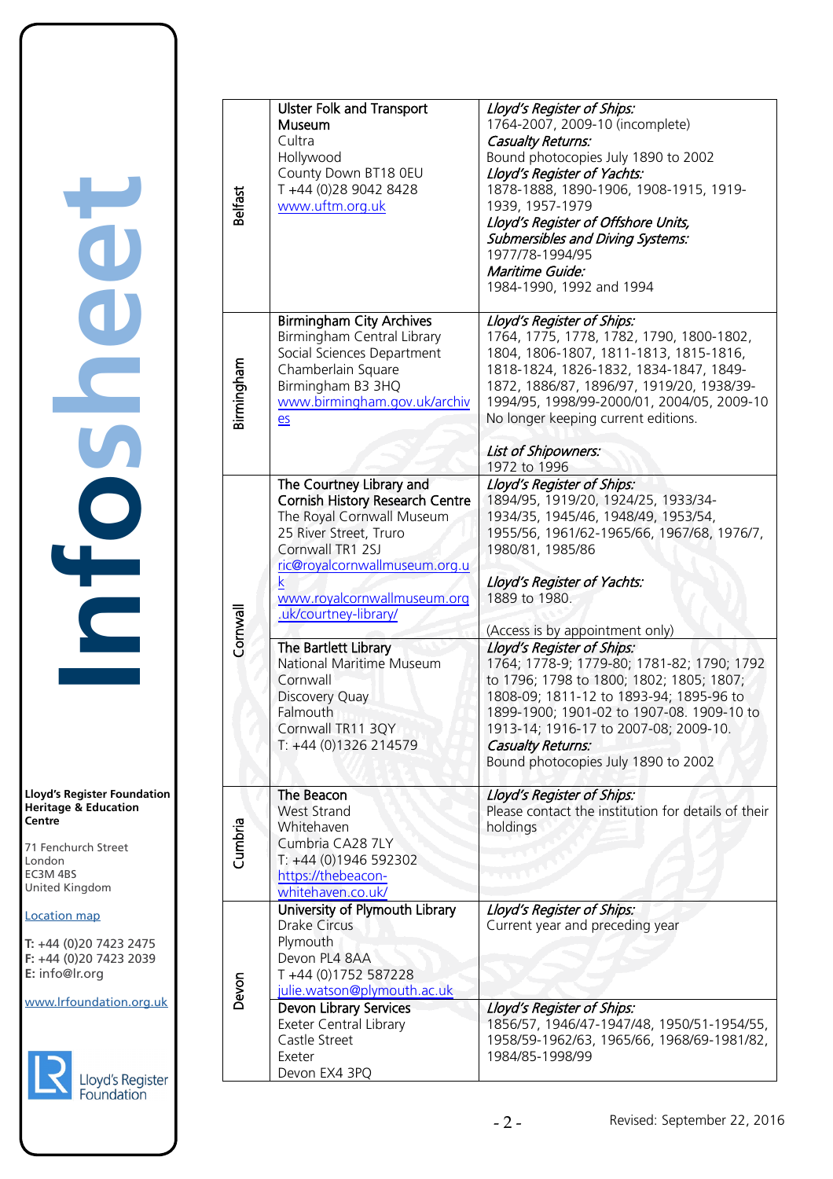| | | |
|---|---|---|
| Belfast | **Ulster Folk and Transport Museum**<br>Cultra<br>Hollywood<br>County Down BT18 0EU<br>T +44 (0)28 9042 8428<br>www.uftm.org.uk | *Lloyd's Register of Ships:*<br>1764-2007, 2009-10 (incomplete)<br>*Casualty Returns:*<br>Bound photocopies July 1890 to 2002<br>*Lloyd's Register of Yachts:*<br>1878-1888, 1890-1906, 1908-1915, 1919-1939, 1957-1979<br>*Lloyd's Register of Offshore Units, Submersibles and Diving Systems:*<br>1977/78-1994/95<br>*Maritime Guide:*<br>1984-1990, 1992 and 1994 |
| Birmingham | **Birmingham City Archives**<br>Birmingham Central Library<br>Social Sciences Department<br>Chamberlain Square<br>Birmingham B3 3HQ<br>www.birmingham.gov.uk/archives | *Lloyd's Register of Ships:*<br>1764, 1775, 1778, 1782, 1790, 1800-1802, 1804, 1806-1807, 1811-1813, 1815-1816, 1818-1824, 1826-1832, 1834-1847, 1849-1872, 1886/87, 1896/97, 1919/20, 1938/39-1994/95, 1998/99-2000/01, 2004/05, 2009-10<br>No longer keeping current editions.<br><br>*List of Shipowners:*<br>1972 to 1996 |
| Cornwall | **The Courtney Library and Cornish History Research Centre**<br>The Royal Cornwall Museum<br>25 River Street, Truro<br>Cornwall TR1 2SJ<br>ric@royalcornwallmuseum.org.uk<br>www.royalcornwallmuseum.org.uk/courtney-library/ | *Lloyd's Register of Ships:*<br>1894/95, 1919/20, 1924/25, 1933/34-1934/35, 1945/46, 1948/49, 1953/54, 1955/56, 1961/62-1965/66, 1967/68, 1976/7, 1980/81, 1985/86<br><br>*Lloyd's Register of Yachts:*<br>1889 to 1980.<br><br>(Access is by appointment only) |
| Cornwall | **The Bartlett Library**<br>National Maritime Museum Cornwall<br>Discovery Quay<br>Falmouth<br>Cornwall TR11 3QY<br>T: +44 (0)1326 214579 | *Lloyd's Register of Ships:*<br>1764; 1778-9; 1779-80; 1781-82; 1790; 1792 to 1796; 1798 to 1800; 1802; 1805; 1807; 1808-09; 1811-12 to 1893-94; 1895-96 to 1899-1900; 1901-02 to 1907-08. 1909-10 to 1913-14; 1916-17 to 2007-08; 2009-10.<br>*Casualty Returns:*<br>Bound photocopies July 1890 to 2002 |
| Cumbria | **The Beacon**<br>West Strand<br>Whitehaven<br>Cumbria CA28 7LY<br>T: +44 (0)1946 592302<br>https://thebeacon-whitehaven.co.uk/ | *Lloyd's Register of Ships:*<br>Please contact the institution for details of their holdings |
| Devon | **University of Plymouth Library**<br>Drake Circus<br>Plymouth<br>Devon PL4 8AA<br>T +44 (0)1752 587228<br>julie.watson@plymouth.ac.uk | *Lloyd's Register of Ships:*<br>Current year and preceding year |
| Devon | **Devon Library Services**<br>Exeter Central Library<br>Castle Street<br>Exeter<br>Devon EX4 3PQ | *Lloyd's Register of Ships:*<br>1856/57, 1946/47-1947/48, 1950/51-1954/55, 1958/59-1962/63, 1965/66, 1968/69-1981/82, 1984/85-1998/99 |

Revised: September 22, 2016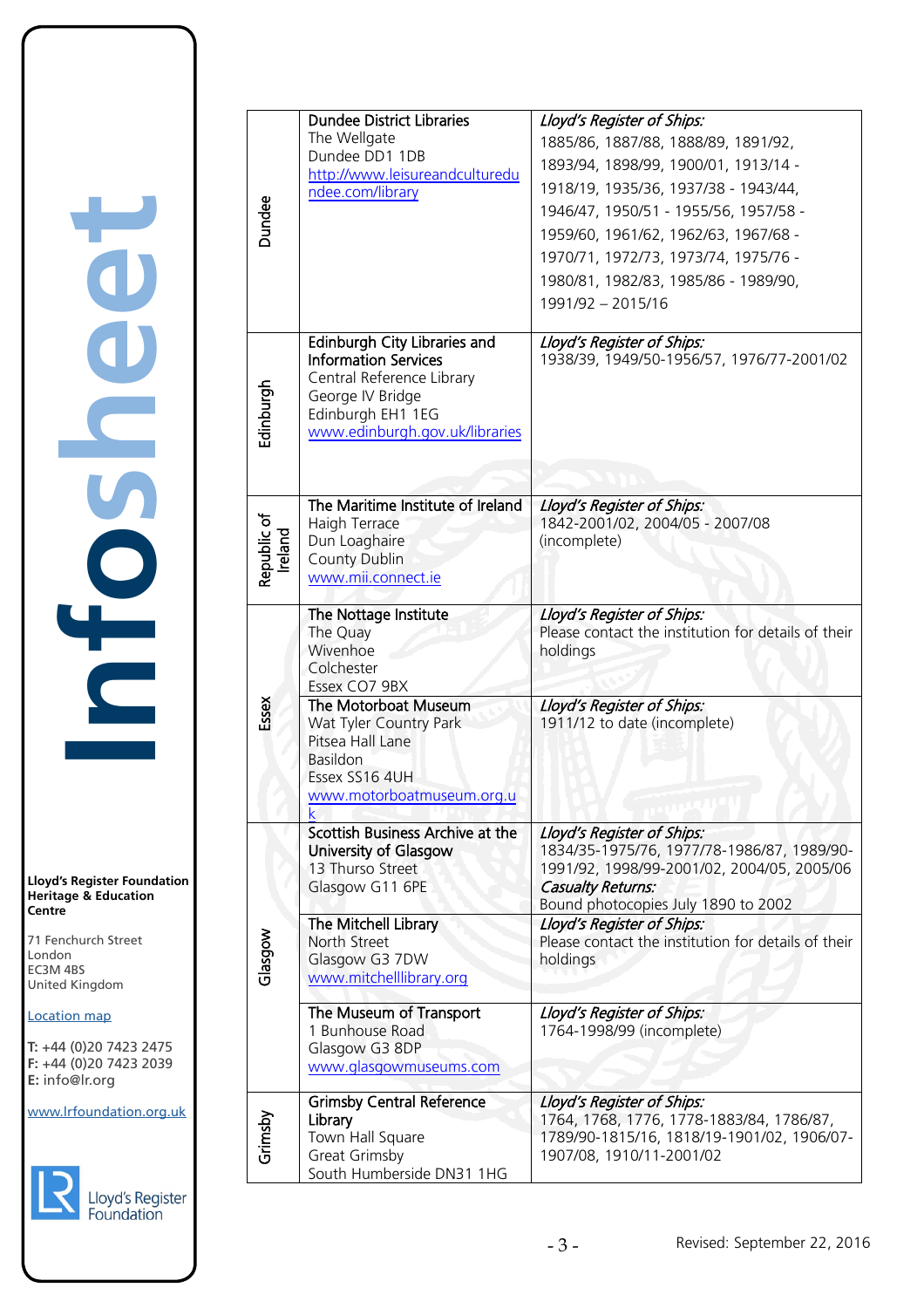| Location | Institution | Holdings |
|---|---|---|
| Dundee | **Dundee District Libraries**<br>The Wellgate<br>Dundee DD1 1DB<br>http://www.leisureandculturedundee.com/library | *Lloyd's Register of Ships:*<br>1885/86, 1887/88, 1888/89, 1891/92, 1893/94, 1898/99, 1900/01, 1913/14 - 1918/19, 1935/36, 1937/38 - 1943/44, 1946/47, 1950/51 - 1955/56, 1957/58 - 1959/60, 1961/62, 1962/63, 1967/68 - 1970/71, 1972/73, 1973/74, 1975/76 - 1980/81, 1982/83, 1985/86 - 1989/90, 1991/92 – 2015/16 |
| Edinburgh | **Edinburgh City Libraries and Information Services**<br>Central Reference Library<br>George IV Bridge<br>Edinburgh EH1 1EG<br>www.edinburgh.gov.uk/libraries | *Lloyd's Register of Ships:*<br>1938/39, 1949/50-1956/57, 1976/77-2001/02 |
| Republic of Ireland | **The Maritime Institute of Ireland**<br>Haigh Terrace<br>Dun Loaghaire<br>County Dublin<br>www.mii.connect.ie | *Lloyd's Register of Ships:*<br>1842-2001/02, 2004/05 - 2007/08 (incomplete) |
| Essex | **The Nottage Institute**<br>The Quay<br>Wivenhoe<br>Colchester<br>Essex CO7 9BX | *Lloyd's Register of Ships:*<br>Please contact the institution for details of their holdings |
| | **The Motorboat Museum**<br>Wat Tyler Country Park<br>Pitsea Hall Lane<br>Basildon<br>Essex SS16 4UH<br>www.motorboatmuseum.org.uk | *Lloyd's Register of Ships:*<br>1911/12 to date (incomplete) |
| Glasgow | **Scottish Business Archive at the University of Glasgow**<br>13 Thurso Street<br>Glasgow G11 6PE | *Lloyd's Register of Ships:*<br>1834/35-1975/76, 1977/78-1986/87, 1989/90-1991/92, 1998/99-2001/02, 2004/05, 2005/06<br>*Casualty Returns:*<br>Bound photocopies July 1890 to 2002 |
| | **The Mitchell Library**<br>North Street<br>Glasgow G3 7DW<br>www.mitchelllibrary.org | *Lloyd's Register of Ships:*<br>Please contact the institution for details of their holdings |
| | **The Museum of Transport**<br>1 Bunhouse Road<br>Glasgow G3 8DP<br>www.glasgowmuseums.com | *Lloyd's Register of Ships:*<br>1764-1998/99 (incomplete) |
| Grimsby | **Grimsby Central Reference Library**<br>Town Hall Square<br>Great Grimsby<br>South Humberside DN31 1HG | *Lloyd's Register of Ships:*<br>1764, 1768, 1776, 1778-1883/84, 1786/87, 1789/90-1815/16, 1818/19-1901/02, 1906/07-1907/08, 1910/11-2001/02 |

Revised: September 22, 2016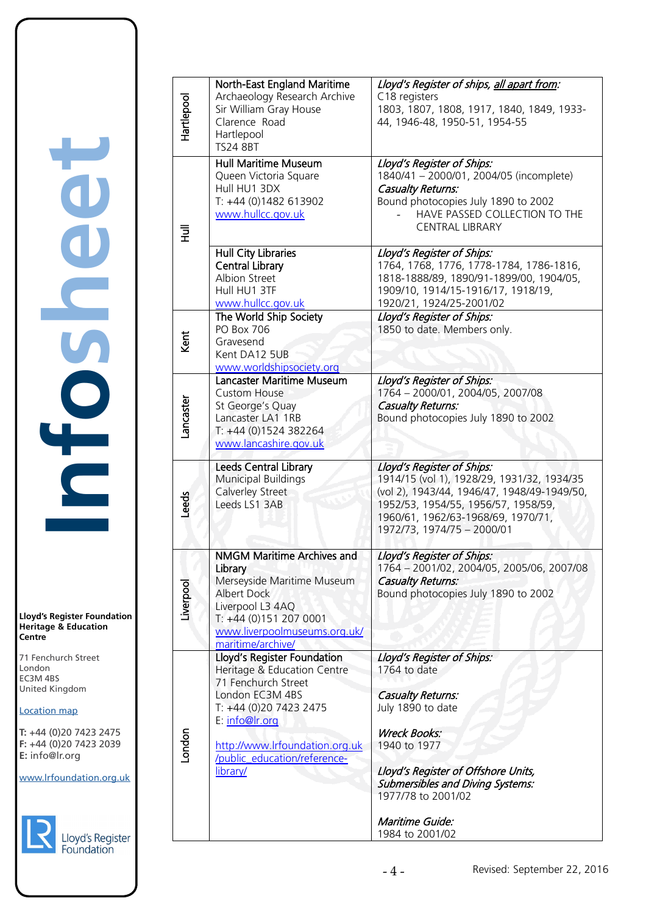| | | |
|---|---|---|
| Hartlepool | North-East England Maritime Archaeology Research Archive<br>Sir William Gray House<br>Clarence Road<br>Hartlepool<br>TS24 8BT | *Lloyd's Register of ships, all apart from:*<br>C18 registers<br>1803, 1807, 1808, 1917, 1840, 1849, 1933-44, 1946-48, 1950-51, 1954-55 |
| Hull | Hull Maritime Museum<br>Queen Victoria Square<br>Hull HU1 3DX<br>T: +44 (0)1482 613902<br>www.hullcc.gov.uk | *Lloyd's Register of Ships:*<br>1840/41 – 2000/01, 2004/05 (incomplete)<br>*Casualty Returns:*<br>Bound photocopies July 1890 to 2002<br>- HAVE PASSED COLLECTION TO THE CENTRAL LIBRARY |
| Hull | Hull City Libraries<br>Central Library<br>Albion Street<br>Hull HU1 3TF<br>www.hullcc.gov.uk | *Lloyd's Register of Ships:*<br>1764, 1768, 1776, 1778-1784, 1786-1816, 1818-1888/89, 1890/91-1899/00, 1904/05, 1909/10, 1914/15-1916/17, 1918/19, 1920/21, 1924/25-2001/02 |
| Kent | The World Ship Society<br>PO Box 706<br>Gravesend<br>Kent DA12 5UB<br>www.worldshipsociety.org | *Lloyd's Register of Ships:*<br>1850 to date. Members only. |
| Lancaster | Lancaster Maritime Museum<br>Custom House<br>St George's Quay<br>Lancaster LA1 1RB<br>T: +44 (0)1524 382264<br>www.lancashire.gov.uk | *Lloyd's Register of Ships:*<br>1764 – 2000/01, 2004/05, 2007/08<br>*Casualty Returns:*<br>Bound photocopies July 1890 to 2002 |
| Leeds | Leeds Central Library<br>Municipal Buildings<br>Calverley Street<br>Leeds LS1 3AB | *Lloyd's Register of Ships:*<br>1914/15 (vol 1), 1928/29, 1931/32, 1934/35 (vol 2), 1943/44, 1946/47, 1948/49-1949/50, 1952/53, 1954/55, 1956/57, 1958/59, 1960/61, 1962/63-1968/69, 1970/71, 1972/73, 1974/75 – 2000/01 |
| Liverpool | NMGM Maritime Archives and Library<br>Merseyside Maritime Museum<br>Albert Dock<br>Liverpool L3 4AQ<br>T: +44 (0)151 207 0001<br>www.liverpoolmuseums.org.uk/maritime/archive/ | *Lloyd's Register of Ships:*<br>1764 – 2001/02, 2004/05, 2005/06, 2007/08<br>*Casualty Returns:*<br>Bound photocopies July 1890 to 2002 |
| London | Lloyd's Register Foundation<br>Heritage & Education Centre<br>71 Fenchurch Street<br>London EC3M 4BS<br>T: +44 (0)20 7423 2475<br>E: info@lr.org<br><br>http://www.lrfoundation.org.uk/public_education/reference-library/ | *Lloyd's Register of Ships:*<br>1764 to date<br><br>*Casualty Returns:*<br>July 1890 to date<br><br>*Wreck Books:*<br>1940 to 1977<br><br>*Lloyd's Register of Offshore Units, Submersibles and Diving Systems:*<br>1977/78 to 2001/02<br><br>*Maritime Guide:*<br>1984 to 2001/02 |

Revised: September 22, 2016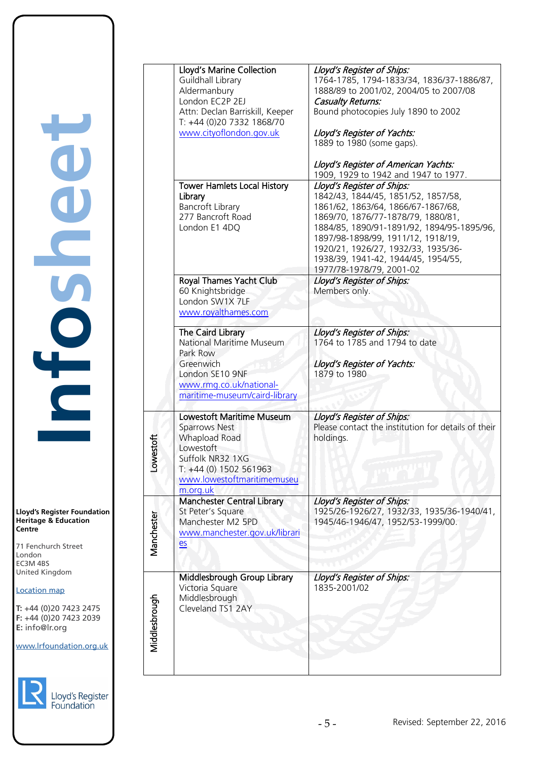| | | |
|---|---|---|
| | **Lloyd's Marine Collection**<br>Guildhall Library<br>Aldermanbury<br>London EC2P 2EJ<br>Attn: Declan Barriskill, Keeper<br>T: +44 (0)20 7332 1868/70<br>www.cityoflondon.gov.uk | *Lloyd's Register of Ships:*<br>1764-1785, 1794-1833/34, 1836/37-1886/87, 1888/89 to 2001/02, 2004/05 to 2007/08<br>*Casualty Returns:*<br>Bound photocopies July 1890 to 2002<br><br>*Lloyd's Register of Yachts:*<br>1889 to 1980 (some gaps).<br><br>*Lloyd's Register of American Yachts:*<br>1909, 1929 to 1942 and 1947 to 1977. |
| | **Tower Hamlets Local History Library**<br>Bancroft Library<br>277 Bancroft Road<br>London E1 4DQ | *Lloyd's Register of Ships:*<br>1842/43, 1844/45, 1851/52, 1857/58, 1861/62, 1863/64, 1866/67-1867/68, 1869/70, 1876/77-1878/79, 1880/81, 1884/85, 1890/91-1891/92, 1894/95-1895/96, 1897/98-1898/99, 1911/12, 1918/19, 1920/21, 1926/27, 1932/33, 1935/36-1938/39, 1941-42, 1944/45, 1954/55, 1977/78-1978/79, 2001-02 |
| | **Royal Thames Yacht Club**<br>60 Knightsbridge<br>London SW1X 7LF<br>www.royalthames.com | *Lloyd's Register of Ships:*<br>Members only. |
| | **The Caird Library**<br>National Maritime Museum<br>Park Row<br>Greenwich<br>London SE10 9NF<br>www.rmg.co.uk/national-maritime-museum/caird-library | *Lloyd's Register of Ships:*<br>1764 to 1785 and 1794 to date<br><br>*Lloyd's Register of Yachts:*<br>1879 to 1980 |
| Lowestoft | **Lowestoft Maritime Museum**<br>Sparrows Nest<br>Whapload Road<br>Lowestoft<br>Suffolk NR32 1XG<br>T: +44 (0) 1502 561963<br>www.lowestoftmaritimemuseum.org.uk | *Lloyd's Register of Ships:*<br>Please contact the institution for details of their holdings. |
| Manchester | **Manchester Central Library**<br>St Peter's Square<br>Manchester M2 5PD<br>www.manchester.gov.uk/libraries | *Lloyd's Register of Ships:*<br>1925/26-1926/27, 1932/33, 1935/36-1940/41, 1945/46-1946/47, 1952/53-1999/00. |
| Middlesbrough | **Middlesbrough Group Library**<br>Victoria Square<br>Middlesbrough<br>Cleveland TS1 2AY | *Lloyd's Register of Ships:*<br>1835-2001/02 |

Revised: September 22, 2016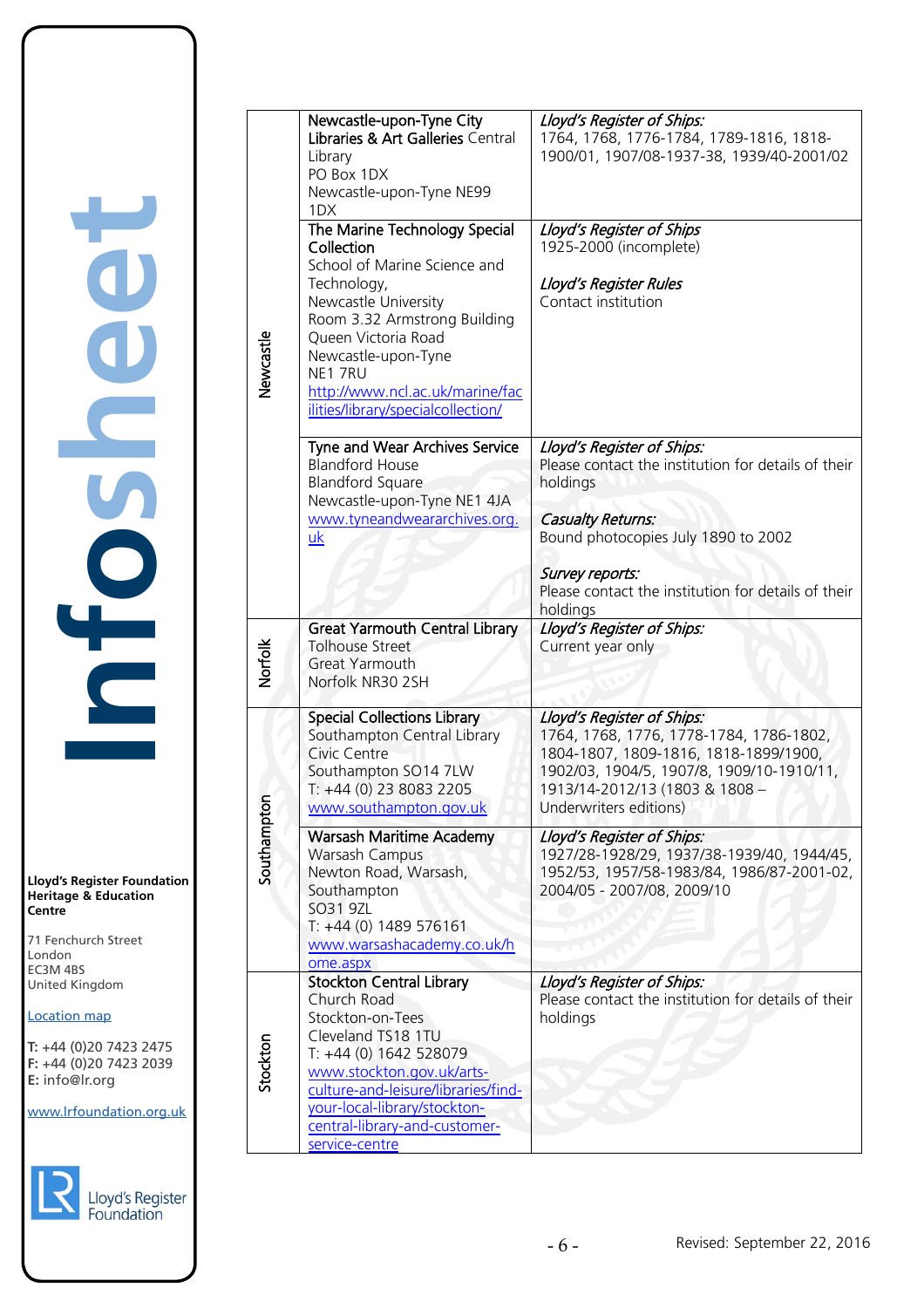| | | |
|---|---|---|
| Newcastle | **Newcastle-upon-Tyne City Libraries & Art Galleries** Central Library<br>PO Box 1DX<br>Newcastle-upon-Tyne NE99 1DX | *Lloyd's Register of Ships:*<br>1764, 1768, 1776-1784, 1789-1816, 1818-1900/01, 1907/08-1937-38, 1939/40-2001/02 |
| | **The Marine Technology Special Collection**<br>School of Marine Science and Technology,<br>Newcastle University<br>Room 3.32 Armstrong Building<br>Queen Victoria Road<br>Newcastle-upon-Tyne<br>NE1 7RU<br>http://www.ncl.ac.uk/marine/facilities/library/specialcollection/ | *Lloyd's Register of Ships*<br>1925-2000 (incomplete)<br><br>*Lloyd's Register Rules*<br>Contact institution |
| | **Tyne and Wear Archives Service**<br>Blandford House<br>Blandford Square<br>Newcastle-upon-Tyne NE1 4JA<br>www.tyneandweararchives.org.uk | *Lloyd's Register of Ships:*<br>Please contact the institution for details of their holdings<br><br>*Casualty Returns:*<br>Bound photocopies July 1890 to 2002<br><br>*Survey reports:*<br>Please contact the institution for details of their holdings |
| Norfolk | **Great Yarmouth Central Library**<br>Tolhouse Street<br>Great Yarmouth<br>Norfolk NR30 2SH | *Lloyd's Register of Ships:*<br>Current year only |
| Southampton | **Special Collections Library**<br>Southampton Central Library<br>Civic Centre<br>Southampton SO14 7LW<br>T: +44 (0) 23 8083 2205<br>www.southampton.gov.uk | *Lloyd's Register of Ships:*<br>1764, 1768, 1776, 1778-1784, 1786-1802, 1804-1807, 1809-1816, 1818-1899/1900, 1902/03, 1904/5, 1907/8, 1909/10-1910/11, 1913/14-2012/13 (1803 & 1808 – Underwriters editions) |
| | **Warsash Maritime Academy**<br>Warsash Campus<br>Newton Road, Warsash,<br>Southampton<br>SO31 9ZL<br>T: +44 (0) 1489 576161<br>www.warsashacademy.co.uk/home.aspx | *Lloyd's Register of Ships:*<br>1927/28-1928/29, 1937/38-1939/40, 1944/45, 1952/53, 1957/58-1983/84, 1986/87-2001-02, 2004/05 - 2007/08, 2009/10 |
| Stockton | **Stockton Central Library**<br>Church Road<br>Stockton-on-Tees<br>Cleveland TS18 1TU<br>T: +44 (0) 1642 528079<br>www.stockton.gov.uk/arts-culture-and-leisure/libraries/find-your-local-library/stockton-central-library-and-customer-service-centre | *Lloyd's Register of Ships:*<br>Please contact the institution for details of their holdings |

Revised: September 22, 2016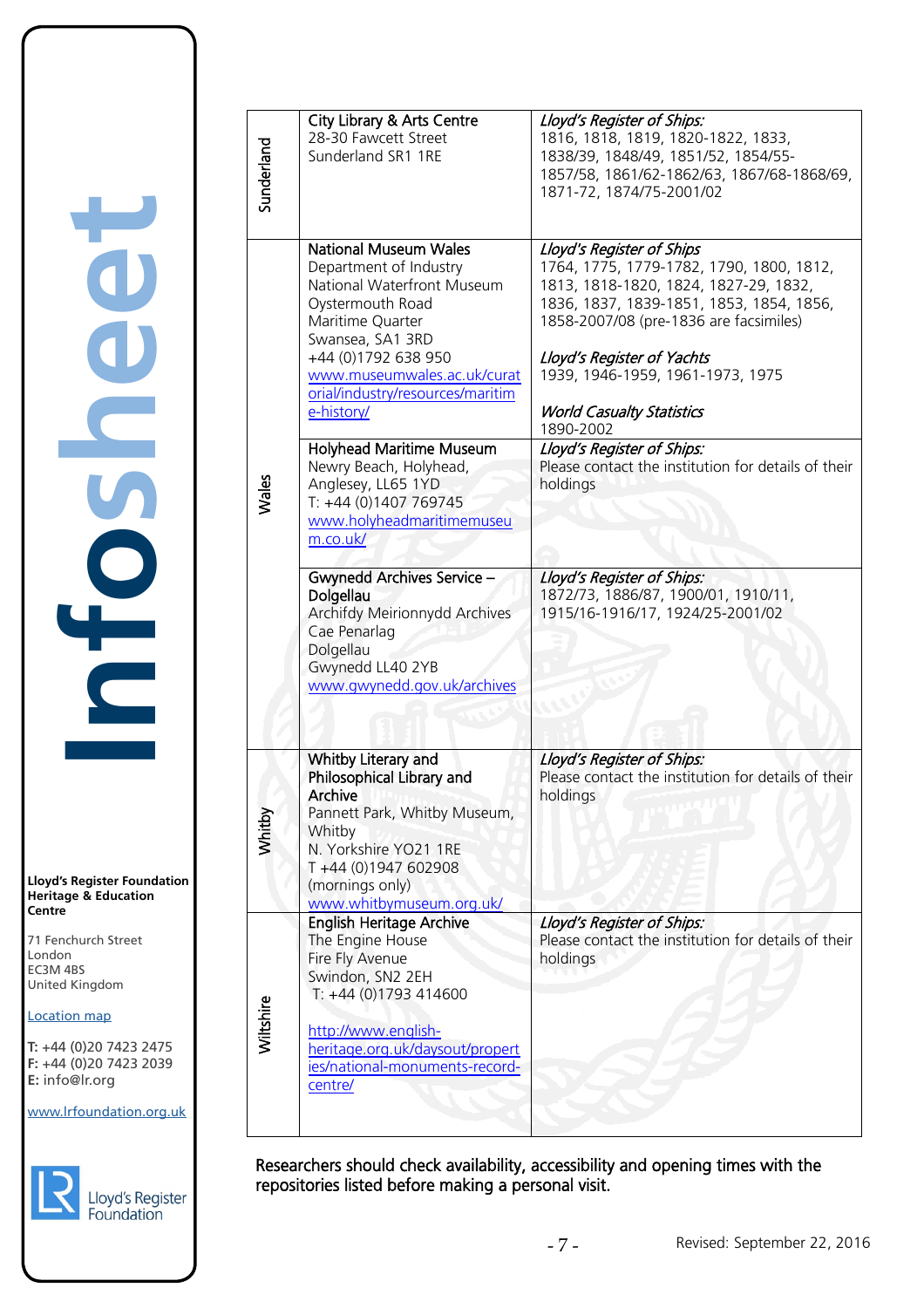| | | |
|---|---|---|
| Sunderland | City Library & Arts Centre<br>28-30 Fawcett Street<br>Sunderland SR1 1RE | *Lloyd's Register of Ships:*<br>1816, 1818, 1819, 1820-1822, 1833, 1838/39, 1848/49, 1851/52, 1854/55-1857/58, 1861/62-1862/63, 1867/68-1868/69, 1871-72, 1874/75-2001/02 |
| Wales | National Museum Wales<br>Department of Industry<br>National Waterfront Museum<br>Oystermouth Road<br>Maritime Quarter<br>Swansea, SA1 3RD<br>+44 (0)1792 638 950<br>www.museumwales.ac.uk/curatorial/industry/resources/maritime-history/ | *Lloyd's Register of Ships*<br>1764, 1775, 1779-1782, 1790, 1800, 1812, 1813, 1818-1820, 1824, 1827-29, 1832, 1836, 1837, 1839-1851, 1853, 1854, 1856, 1858-2007/08 (pre-1836 are facsimiles)<br><br>*Lloyd's Register of Yachts*<br>1939, 1946-1959, 1961-1973, 1975<br><br>*World Casualty Statistics*<br>1890-2002 |
| | Holyhead Maritime Museum<br>Newry Beach, Holyhead, Anglesey, LL65 1YD<br>T: +44 (0)1407 769745<br>www.holyheadmaritimemuseum.co.uk/ | *Lloyd's Register of Ships:*<br>Please contact the institution for details of their holdings |
| | Gwynedd Archives Service – Dolgellau<br>Archifdy Meirionnydd Archives<br>Cae Penarlag<br>Dolgellau<br>Gwynedd LL40 2YB<br>www.gwynedd.gov.uk/archives | *Lloyd's Register of Ships:*<br>1872/73, 1886/87, 1900/01, 1910/11, 1915/16-1916/17, 1924/25-2001/02 |
| Whitby | Whitby Literary and Philosophical Library and Archive<br>Pannett Park, Whitby Museum, Whitby<br>N. Yorkshire YO21 1RE<br>T +44 (0)1947 602908 (mornings only)<br>www.whitbymuseum.org.uk/ | *Lloyd's Register of Ships:*<br>Please contact the institution for details of their holdings |
| Wiltshire | English Heritage Archive<br>The Engine House<br>Fire Fly Avenue<br>Swindon, SN2 2EH<br>T: +44 (0)1793 414600<br><br>http://www.english-heritage.org.uk/daysout/properties/national-monuments-record-centre/ | *Lloyd's Register of Ships:*<br>Please contact the institution for details of their holdings |

Researchers should check availability, accessibility and opening times with the repositories listed before making a personal visit.

Revised: September 22, 2016

**Lloyd's Register Foundation Heritage & Education Centre**

71 Fenchurch Street
London
EC3M 4BS
United Kingdom

Location map

**T:** +44 (0)20 7423 2475
**F:** +44 (0)20 7423 2039
**E:** info@lr.org

www.lrfoundation.org.uk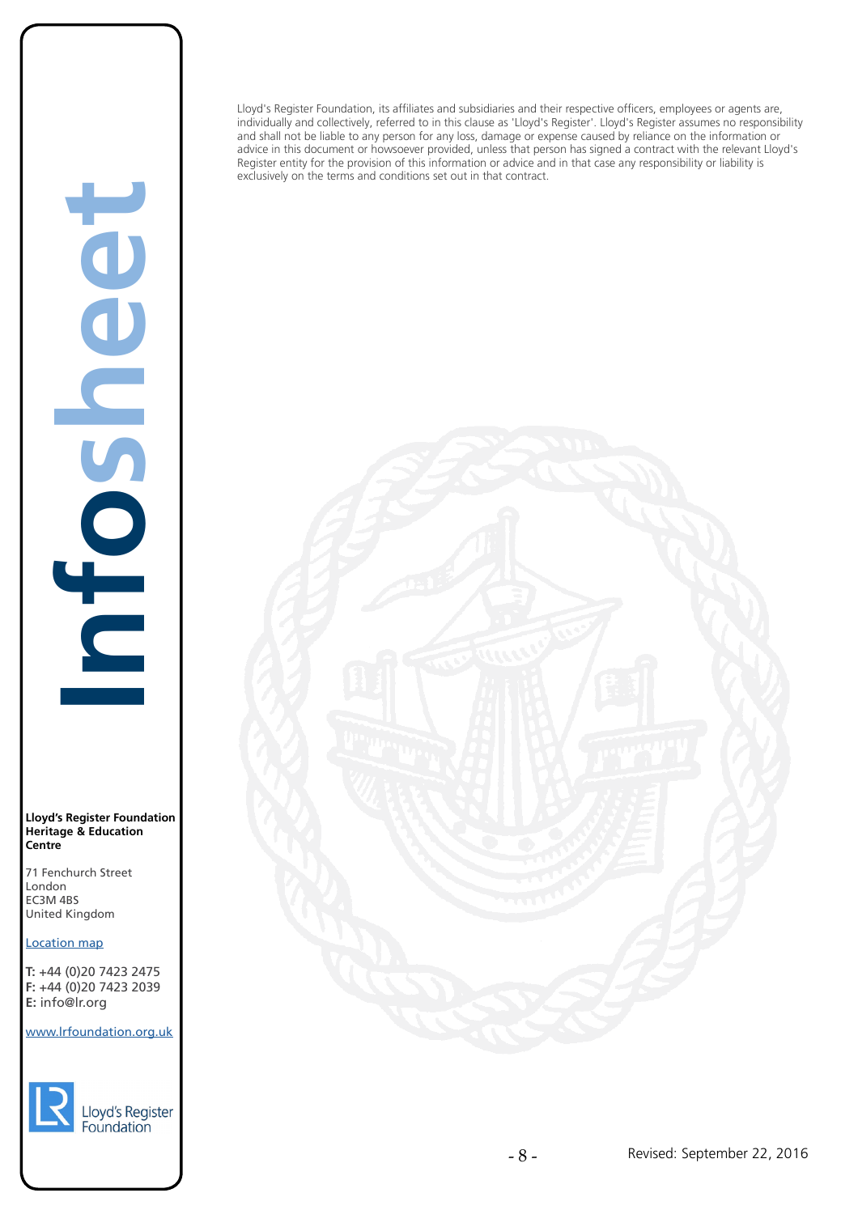Lloyd's Register Foundation, its affiliates and subsidiaries and their respective officers, employees or agents are, individually and collectively, referred to in this clause as 'Lloyd's Register'. Lloyd's Register assumes no responsibility and shall not be liable to any person for any loss, damage or expense caused by reliance on the information or advice in this document or howsoever provided, unless that person has signed a contract with the relevant Lloyd's Register entity for the provision of this information or advice and in that case any responsibility or liability is exclusively on the terms and conditions set out in that contract.

Infosheet

**Lloyd's Register Foundation Heritage & Education Centre**

71 Fenchurch Street
London
EC3M 4BS
United Kingdom

Location map

**T:** +44 (0)20 7423 2475
**F:** +44 (0)20 7423 2039
**E:** info@lr.org

www.lrfoundation.org.uk

Lloyd's Register Foundation

Revised: September 22, 2016